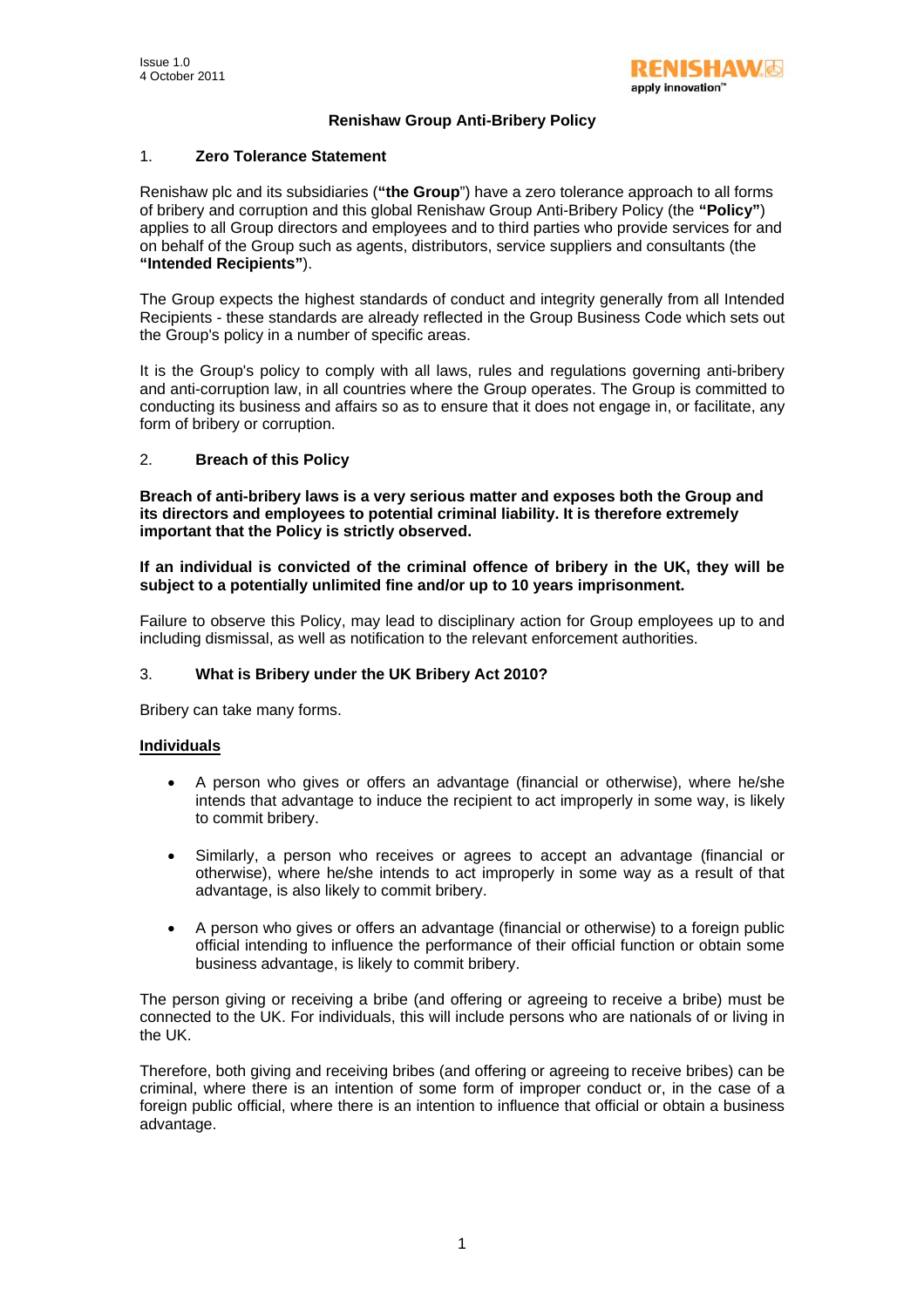Issue 1.0
4 October 2011

# Renishaw Group Anti-Bribery Policy

## 1. Zero Tolerance Statement

Renishaw plc and its subsidiaries (**"the Group**") have a zero tolerance approach to all forms of bribery and corruption and this global Renishaw Group Anti-Bribery Policy (the **"Policy"**) applies to all Group directors and employees and to third parties who provide services for and on behalf of the Group such as agents, distributors, service suppliers and consultants (the **"Intended Recipients"**).

The Group expects the highest standards of conduct and integrity generally from all Intended Recipients - these standards are already reflected in the Group Business Code which sets out the Group's policy in a number of specific areas.

It is the Group's policy to comply with all laws, rules and regulations governing anti-bribery and anti-corruption law, in all countries where the Group operates. The Group is committed to conducting its business and affairs so as to ensure that it does not engage in, or facilitate, any form of bribery or corruption.

## 2. Breach of this Policy

**Breach of anti-bribery laws is a very serious matter and exposes both the Group and its directors and employees to potential criminal liability. It is therefore extremely important that the Policy is strictly observed.**

**If an individual is convicted of the criminal offence of bribery in the UK, they will be subject to a potentially unlimited fine and/or up to 10 years imprisonment.**

Failure to observe this Policy, may lead to disciplinary action for Group employees up to and including dismissal, as well as notification to the relevant enforcement authorities.

## 3. What is Bribery under the UK Bribery Act 2010?

Bribery can take many forms.

**Individuals**

- A person who gives or offers an advantage (financial or otherwise), where he/she intends that advantage to induce the recipient to act improperly in some way, is likely to commit bribery.
- Similarly, a person who receives or agrees to accept an advantage (financial or otherwise), where he/she intends to act improperly in some way as a result of that advantage, is also likely to commit bribery.
- A person who gives or offers an advantage (financial or otherwise) to a foreign public official intending to influence the performance of their official function or obtain some business advantage, is likely to commit bribery.

The person giving or receiving a bribe (and offering or agreeing to receive a bribe) must be connected to the UK. For individuals, this will include persons who are nationals of or living in the UK.

Therefore, both giving and receiving bribes (and offering or agreeing to receive bribes) can be criminal, where there is an intention of some form of improper conduct or, in the case of a foreign public official, where there is an intention to influence that official or obtain a business advantage.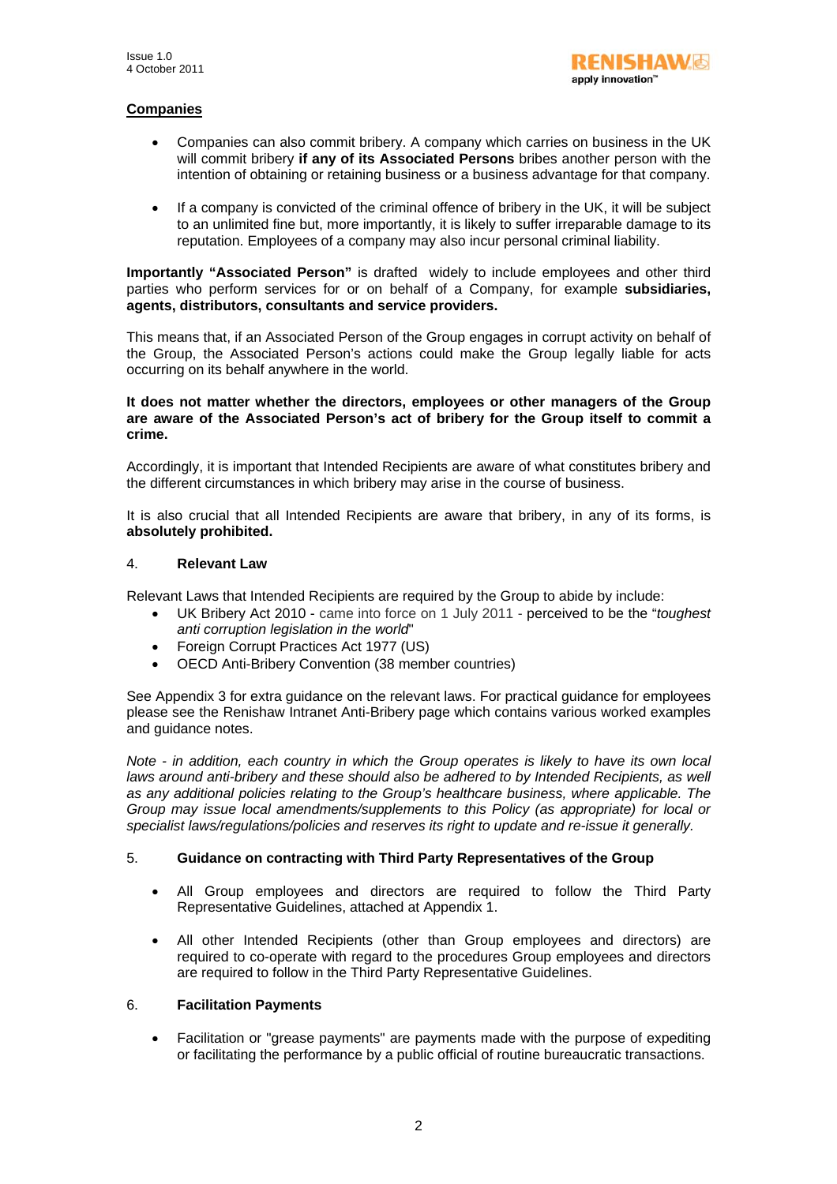**Companies**

- Companies can also commit bribery. A company which carries on business in the UK will commit bribery **if any of its Associated Persons** bribes another person with the intention of obtaining or retaining business or a business advantage for that company.
- If a company is convicted of the criminal offence of bribery in the UK, it will be subject to an unlimited fine but, more importantly, it is likely to suffer irreparable damage to its reputation. Employees of a company may also incur personal criminal liability.

**Importantly "Associated Person"** is drafted widely to include employees and other third parties who perform services for or on behalf of a Company, for example **subsidiaries, agents, distributors, consultants and service providers.**

This means that, if an Associated Person of the Group engages in corrupt activity on behalf of the Group, the Associated Person's actions could make the Group legally liable for acts occurring on its behalf anywhere in the world.

**It does not matter whether the directors, employees or other managers of the Group are aware of the Associated Person's act of bribery for the Group itself to commit a crime.**

Accordingly, it is important that Intended Recipients are aware of what constitutes bribery and the different circumstances in which bribery may arise in the course of business.

It is also crucial that all Intended Recipients are aware that bribery, in any of its forms, is **absolutely prohibited.**

## 4. Relevant Law

Relevant Laws that Intended Recipients are required by the Group to abide by include:

- UK Bribery Act 2010 - came into force on 1 July 2011 - perceived to be the "*toughest anti corruption legislation in the world*"
- Foreign Corrupt Practices Act 1977 (US)
- OECD Anti-Bribery Convention (38 member countries)

See Appendix 3 for extra guidance on the relevant laws. For practical guidance for employees please see the Renishaw Intranet Anti-Bribery page which contains various worked examples and guidance notes.

*Note - in addition, each country in which the Group operates is likely to have its own local laws around anti-bribery and these should also be adhered to by Intended Recipients, as well as any additional policies relating to the Group's healthcare business, where applicable. The Group may issue local amendments/supplements to this Policy (as appropriate) for local or specialist laws/regulations/policies and reserves its right to update and re-issue it generally.*

## 5. Guidance on contracting with Third Party Representatives of the Group

- All Group employees and directors are required to follow the Third Party Representative Guidelines, attached at Appendix 1.
- All other Intended Recipients (other than Group employees and directors) are required to co-operate with regard to the procedures Group employees and directors are required to follow in the Third Party Representative Guidelines.

## 6. Facilitation Payments

- Facilitation or "grease payments" are payments made with the purpose of expediting or facilitating the performance by a public official of routine bureaucratic transactions.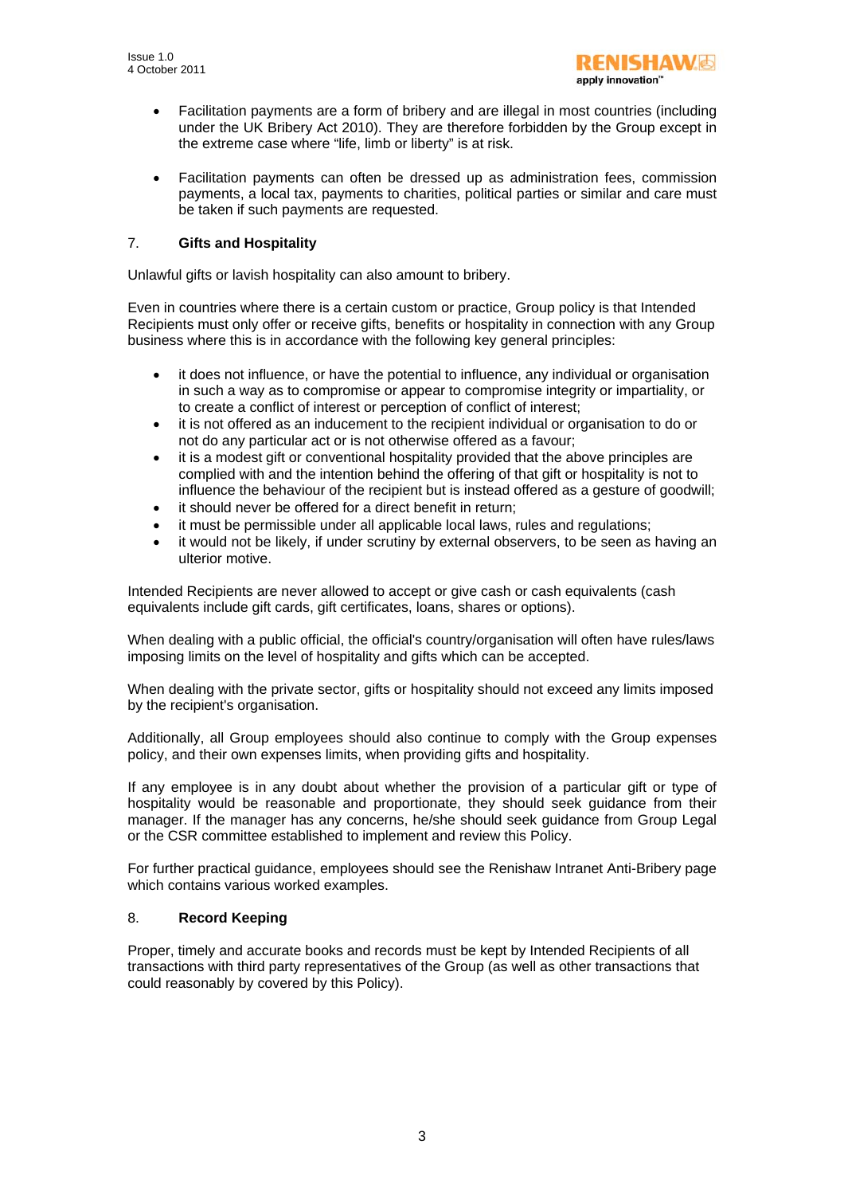- Facilitation payments are a form of bribery and are illegal in most countries (including under the UK Bribery Act 2010). They are therefore forbidden by the Group except in the extreme case where "life, limb or liberty" is at risk.

- Facilitation payments can often be dressed up as administration fees, commission payments, a local tax, payments to charities, political parties or similar and care must be taken if such payments are requested.

## 7. **Gifts and Hospitality**

Unlawful gifts or lavish hospitality can also amount to bribery.

Even in countries where there is a certain custom or practice, Group policy is that Intended Recipients must only offer or receive gifts, benefits or hospitality in connection with any Group business where this is in accordance with the following key general principles:

- it does not influence, or have the potential to influence, any individual or organisation in such a way as to compromise or appear to compromise integrity or impartiality, or to create a conflict of interest or perception of conflict of interest;
- it is not offered as an inducement to the recipient individual or organisation to do or not do any particular act or is not otherwise offered as a favour;
- it is a modest gift or conventional hospitality provided that the above principles are complied with and the intention behind the offering of that gift or hospitality is not to influence the behaviour of the recipient but is instead offered as a gesture of goodwill;
- it should never be offered for a direct benefit in return;
- it must be permissible under all applicable local laws, rules and regulations;
- it would not be likely, if under scrutiny by external observers, to be seen as having an ulterior motive.

Intended Recipients are never allowed to accept or give cash or cash equivalents (cash equivalents include gift cards, gift certificates, loans, shares or options).

When dealing with a public official, the official's country/organisation will often have rules/laws imposing limits on the level of hospitality and gifts which can be accepted.

When dealing with the private sector, gifts or hospitality should not exceed any limits imposed by the recipient's organisation.

Additionally, all Group employees should also continue to comply with the Group expenses policy, and their own expenses limits, when providing gifts and hospitality.

If any employee is in any doubt about whether the provision of a particular gift or type of hospitality would be reasonable and proportionate, they should seek guidance from their manager. If the manager has any concerns, he/she should seek guidance from Group Legal or the CSR committee established to implement and review this Policy.

For further practical guidance, employees should see the Renishaw Intranet Anti-Bribery page which contains various worked examples.

## 8. **Record Keeping**

Proper, timely and accurate books and records must be kept by Intended Recipients of all transactions with third party representatives of the Group (as well as other transactions that could reasonably by covered by this Policy).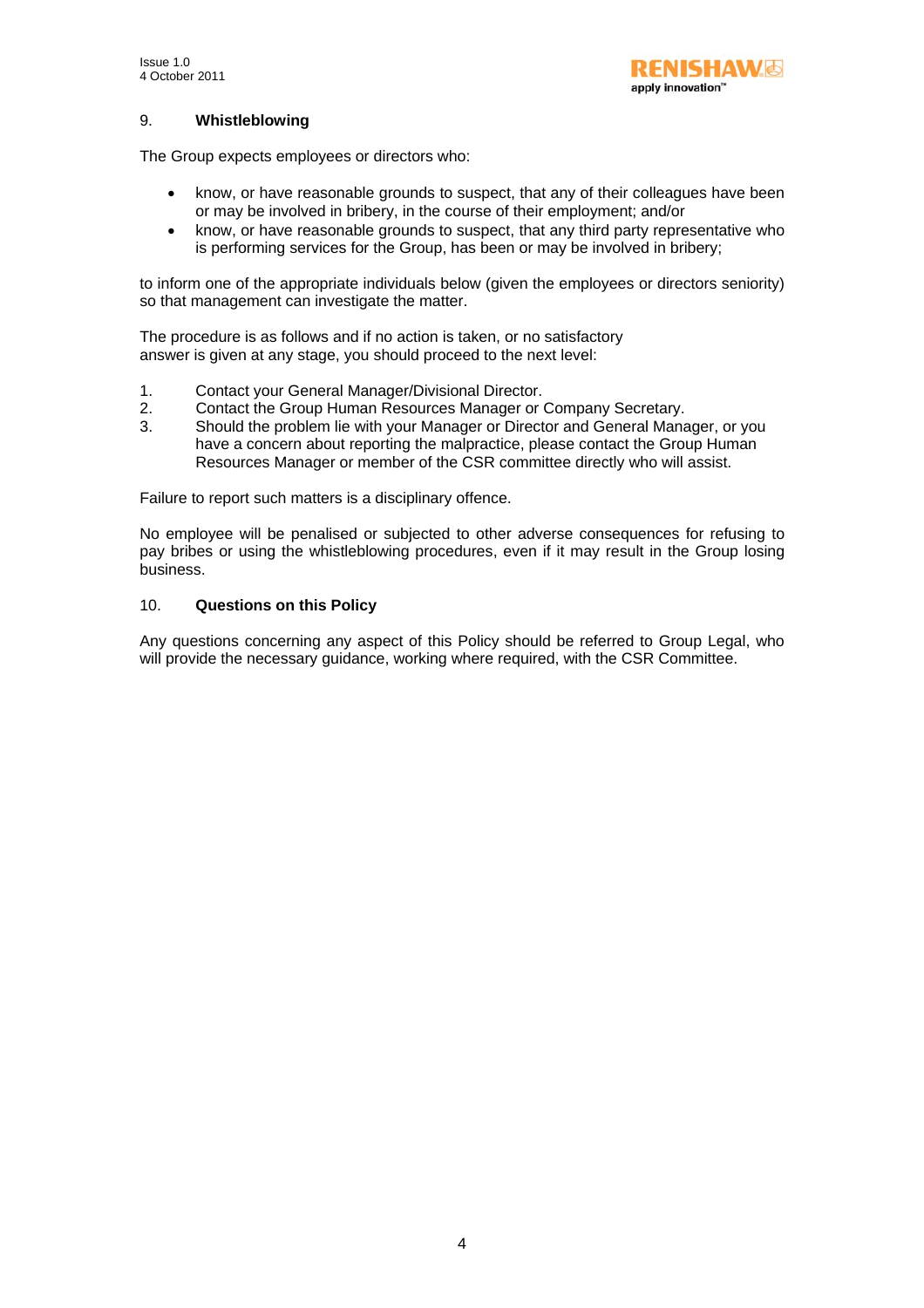## 9. **Whistleblowing**

The Group expects employees or directors who:

- know, or have reasonable grounds to suspect, that any of their colleagues have been or may be involved in bribery, in the course of their employment; and/or
- know, or have reasonable grounds to suspect, that any third party representative who is performing services for the Group, has been or may be involved in bribery;

to inform one of the appropriate individuals below (given the employees or directors seniority) so that management can investigate the matter.

The procedure is as follows and if no action is taken, or no satisfactory answer is given at any stage, you should proceed to the next level:

1. Contact your General Manager/Divisional Director.
2. Contact the Group Human Resources Manager or Company Secretary.
3. Should the problem lie with your Manager or Director and General Manager, or you have a concern about reporting the malpractice, please contact the Group Human Resources Manager or member of the CSR committee directly who will assist.

Failure to report such matters is a disciplinary offence.

No employee will be penalised or subjected to other adverse consequences for refusing to pay bribes or using the whistleblowing procedures, even if it may result in the Group losing business.

## 10. **Questions on this Policy**

Any questions concerning any aspect of this Policy should be referred to Group Legal, who will provide the necessary guidance, working where required, with the CSR Committee.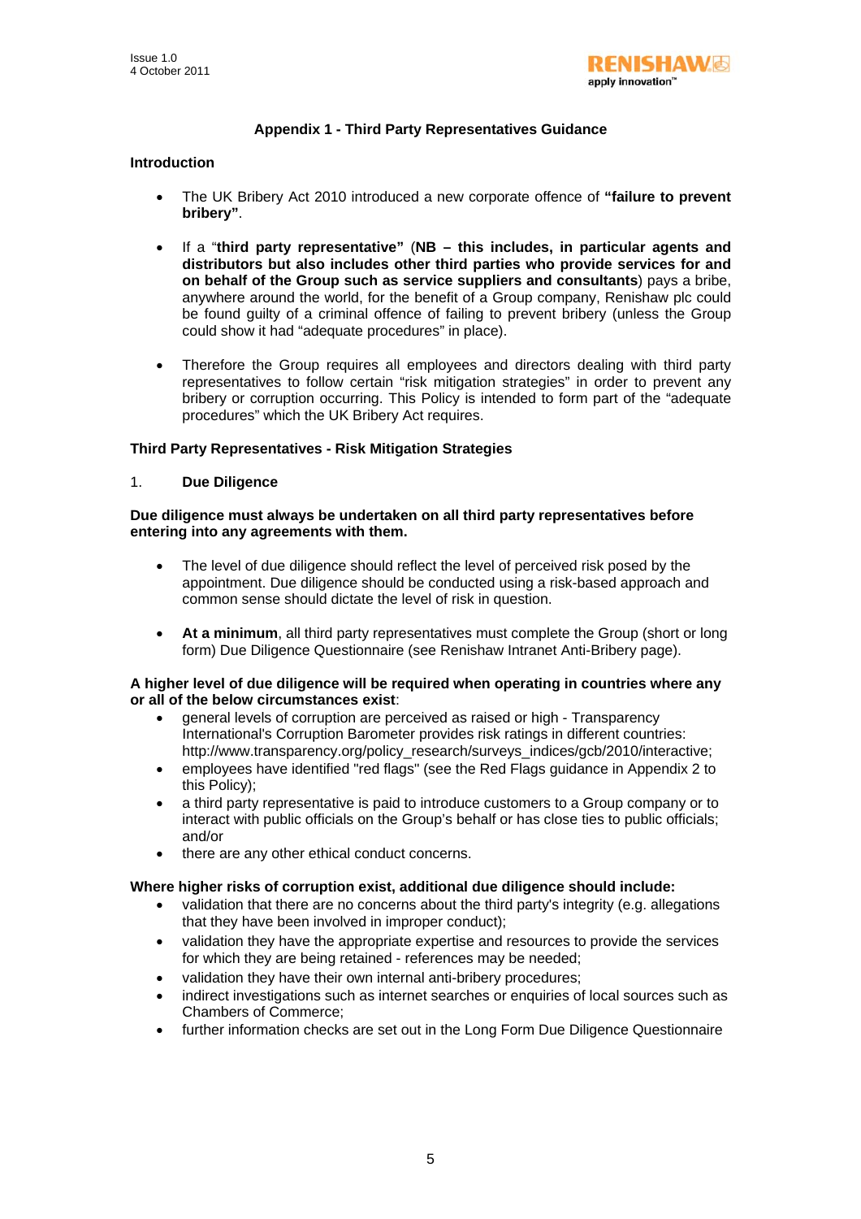## Appendix 1 - Third Party Representatives Guidance

### Introduction

- The UK Bribery Act 2010 introduced a new corporate offence of **"failure to prevent bribery"**.
- If a "**third party representative"** (**NB – this includes, in particular agents and distributors but also includes other third parties who provide services for and on behalf of the Group such as service suppliers and consultants**) pays a bribe, anywhere around the world, for the benefit of a Group company, Renishaw plc could be found guilty of a criminal offence of failing to prevent bribery (unless the Group could show it had "adequate procedures" in place).
- Therefore the Group requires all employees and directors dealing with third party representatives to follow certain "risk mitigation strategies" in order to prevent any bribery or corruption occurring. This Policy is intended to form part of the "adequate procedures" which the UK Bribery Act requires.

### Third Party Representatives - Risk Mitigation Strategies

1. **Due Diligence**

**Due diligence must always be undertaken on all third party representatives before entering into any agreements with them.**

- The level of due diligence should reflect the level of perceived risk posed by the appointment. Due diligence should be conducted using a risk-based approach and common sense should dictate the level of risk in question.
- **At a minimum**, all third party representatives must complete the Group (short or long form) Due Diligence Questionnaire (see Renishaw Intranet Anti-Bribery page).

**A higher level of due diligence will be required when operating in countries where any or all of the below circumstances exist**:

- general levels of corruption are perceived as raised or high - Transparency International's Corruption Barometer provides risk ratings in different countries: http://www.transparency.org/policy_research/surveys_indices/gcb/2010/interactive;
- employees have identified "red flags" (see the Red Flags guidance in Appendix 2 to this Policy);
- a third party representative is paid to introduce customers to a Group company or to interact with public officials on the Group's behalf or has close ties to public officials; and/or
- there are any other ethical conduct concerns.

**Where higher risks of corruption exist, additional due diligence should include:**

- validation that there are no concerns about the third party's integrity (e.g. allegations that they have been involved in improper conduct);
- validation they have the appropriate expertise and resources to provide the services for which they are being retained - references may be needed;
- validation they have their own internal anti-bribery procedures;
- indirect investigations such as internet searches or enquiries of local sources such as Chambers of Commerce;
- further information checks are set out in the Long Form Due Diligence Questionnaire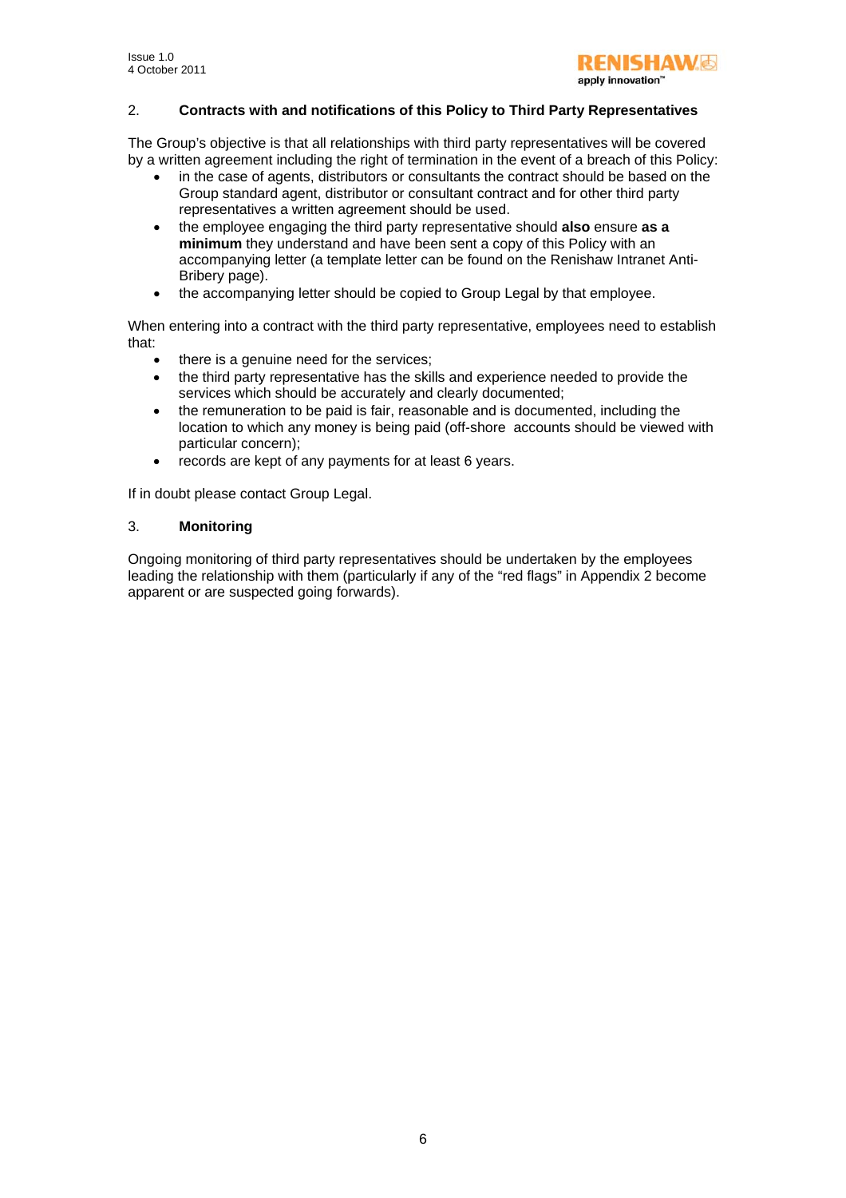## 2. Contracts with and notifications of this Policy to Third Party Representatives

The Group's objective is that all relationships with third party representatives will be covered by a written agreement including the right of termination in the event of a breach of this Policy:

- in the case of agents, distributors or consultants the contract should be based on the Group standard agent, distributor or consultant contract and for other third party representatives a written agreement should be used.
- the employee engaging the third party representative should **also** ensure **as a minimum** they understand and have been sent a copy of this Policy with an accompanying letter (a template letter can be found on the Renishaw Intranet Anti-Bribery page).
- the accompanying letter should be copied to Group Legal by that employee.

When entering into a contract with the third party representative, employees need to establish that:

- there is a genuine need for the services;
- the third party representative has the skills and experience needed to provide the services which should be accurately and clearly documented;
- the remuneration to be paid is fair, reasonable and is documented, including the location to which any money is being paid (off-shore accounts should be viewed with particular concern);
- records are kept of any payments for at least 6 years.

If in doubt please contact Group Legal.

## 3. Monitoring

Ongoing monitoring of third party representatives should be undertaken by the employees leading the relationship with them (particularly if any of the "red flags" in Appendix 2 become apparent or are suspected going forwards).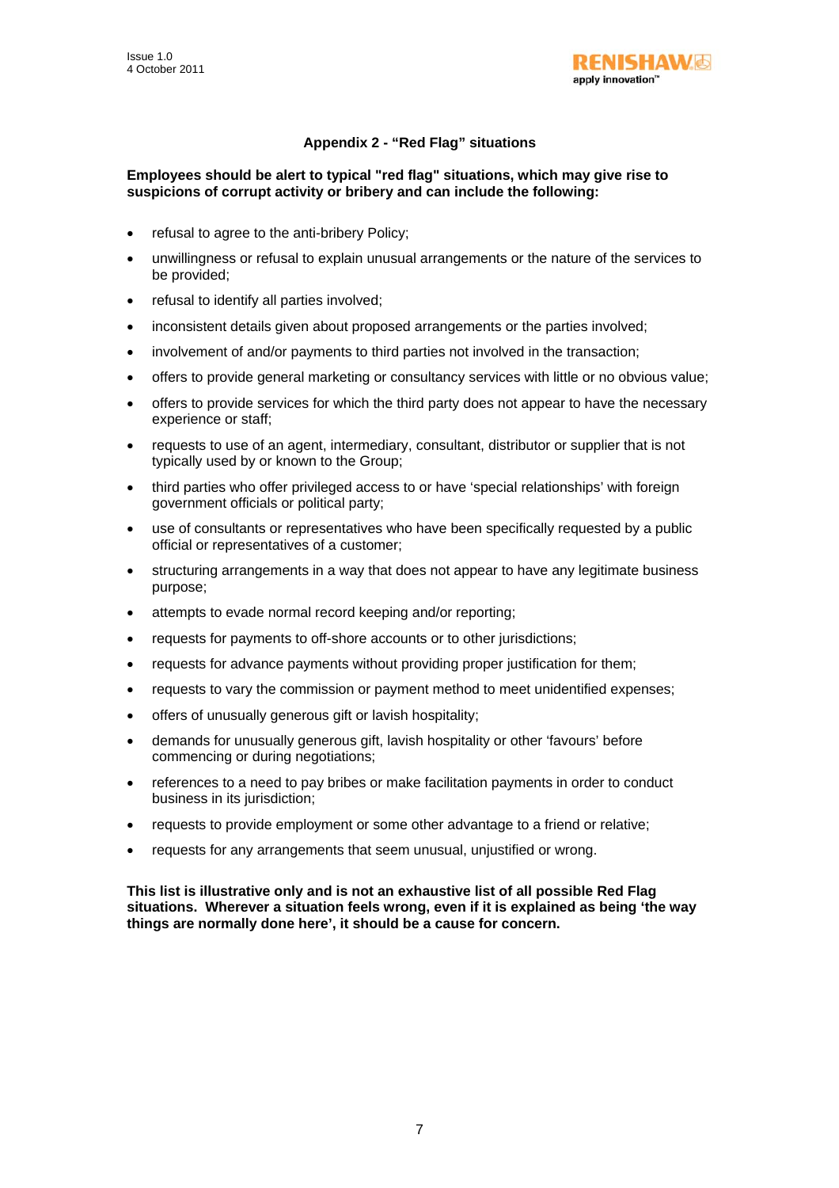## Appendix 2 - "Red Flag" situations

**Employees should be alert to typical "red flag" situations, which may give rise to suspicions of corrupt activity or bribery and can include the following:**

- refusal to agree to the anti-bribery Policy;
- unwillingness or refusal to explain unusual arrangements or the nature of the services to be provided;
- refusal to identify all parties involved;
- inconsistent details given about proposed arrangements or the parties involved;
- involvement of and/or payments to third parties not involved in the transaction;
- offers to provide general marketing or consultancy services with little or no obvious value;
- offers to provide services for which the third party does not appear to have the necessary experience or staff;
- requests to use of an agent, intermediary, consultant, distributor or supplier that is not typically used by or known to the Group;
- third parties who offer privileged access to or have 'special relationships' with foreign government officials or political party;
- use of consultants or representatives who have been specifically requested by a public official or representatives of a customer;
- structuring arrangements in a way that does not appear to have any legitimate business purpose;
- attempts to evade normal record keeping and/or reporting;
- requests for payments to off-shore accounts or to other jurisdictions;
- requests for advance payments without providing proper justification for them;
- requests to vary the commission or payment method to meet unidentified expenses;
- offers of unusually generous gift or lavish hospitality;
- demands for unusually generous gift, lavish hospitality or other 'favours' before commencing or during negotiations;
- references to a need to pay bribes or make facilitation payments in order to conduct business in its jurisdiction;
- requests to provide employment or some other advantage to a friend or relative;
- requests for any arrangements that seem unusual, unjustified or wrong.

**This list is illustrative only and is not an exhaustive list of all possible Red Flag situations. Wherever a situation feels wrong, even if it is explained as being 'the way things are normally done here', it should be a cause for concern.**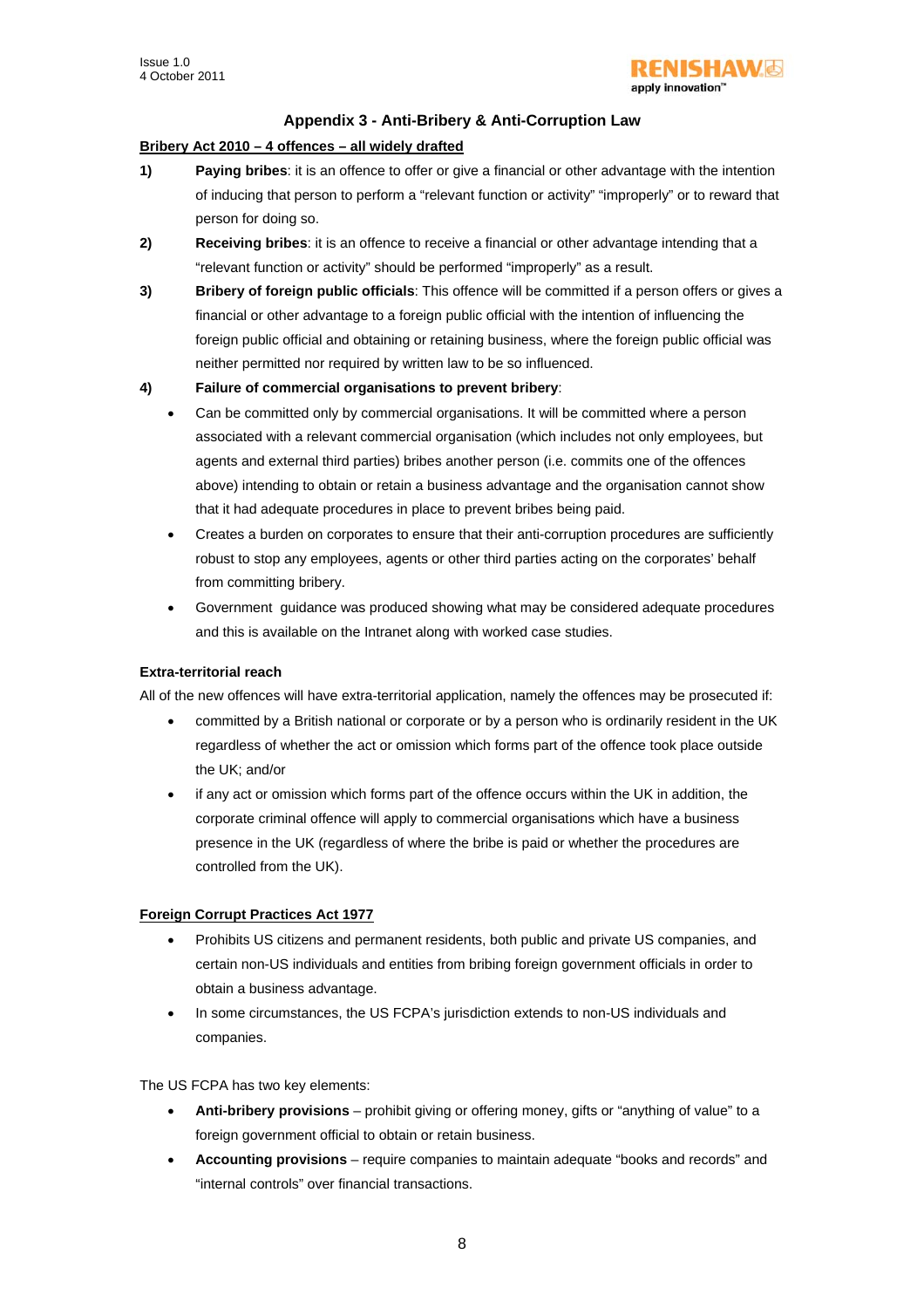## Appendix 3 - Anti-Bribery & Anti-Corruption Law

**Bribery Act 2010 – 4 offences – all widely drafted**

1) **Paying bribes**: it is an offence to offer or give a financial or other advantage with the intention of inducing that person to perform a "relevant function or activity" "improperly" or to reward that person for doing so.

2) **Receiving bribes**: it is an offence to receive a financial or other advantage intending that a "relevant function or activity" should be performed "improperly" as a result.

3) **Bribery of foreign public officials**: This offence will be committed if a person offers or gives a financial or other advantage to a foreign public official with the intention of influencing the foreign public official and obtaining or retaining business, where the foreign public official was neither permitted nor required by written law to be so influenced.

4) **Failure of commercial organisations to prevent bribery**:
   - Can be committed only by commercial organisations. It will be committed where a person associated with a relevant commercial organisation (which includes not only employees, but agents and external third parties) bribes another person (i.e. commits one of the offences above) intending to obtain or retain a business advantage and the organisation cannot show that it had adequate procedures in place to prevent bribes being paid.
   - Creates a burden on corporates to ensure that their anti-corruption procedures are sufficiently robust to stop any employees, agents or other third parties acting on the corporates' behalf from committing bribery.
   - Government guidance was produced showing what may be considered adequate procedures and this is available on the Intranet along with worked case studies.

**Extra-territorial reach**

All of the new offences will have extra-territorial application, namely the offences may be prosecuted if:

- committed by a British national or corporate or by a person who is ordinarily resident in the UK regardless of whether the act or omission which forms part of the offence took place outside the UK; and/or
- if any act or omission which forms part of the offence occurs within the UK in addition, the corporate criminal offence will apply to commercial organisations which have a business presence in the UK (regardless of where the bribe is paid or whether the procedures are controlled from the UK).

**Foreign Corrupt Practices Act 1977**

- Prohibits US citizens and permanent residents, both public and private US companies, and certain non-US individuals and entities from bribing foreign government officials in order to obtain a business advantage.
- In some circumstances, the US FCPA's jurisdiction extends to non-US individuals and companies.

The US FCPA has two key elements:

- **Anti-bribery provisions** – prohibit giving or offering money, gifts or "anything of value" to a foreign government official to obtain or retain business.
- **Accounting provisions** – require companies to maintain adequate "books and records" and "internal controls" over financial transactions.